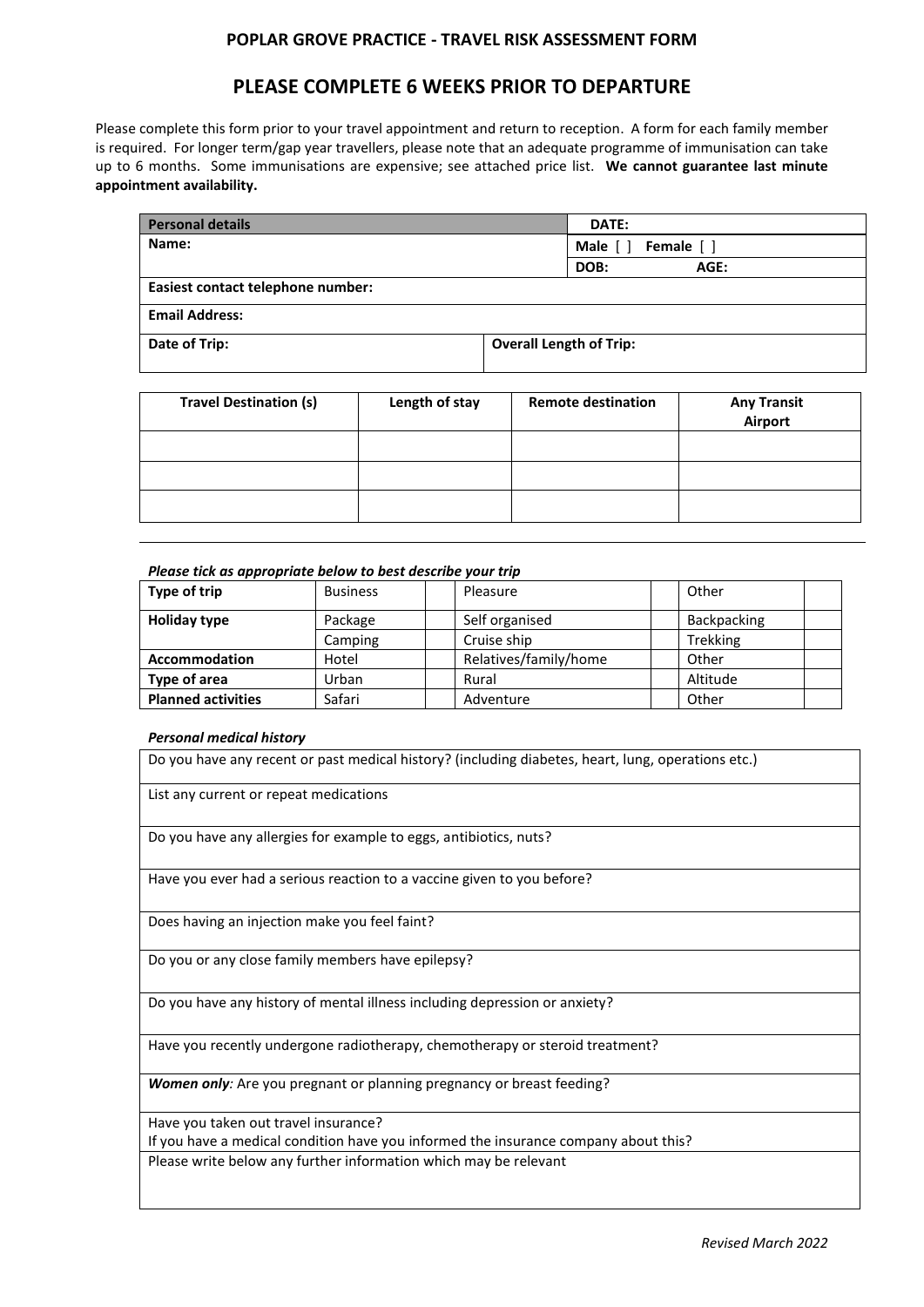# POPLAR GROVE PRACTICE - TRAVEL RISK ASSESSMENT FORM

## PLEASE COMPLETE 6 WEEKS PRIOR TO DEPARTURE

Please complete this form prior to your travel appointment and return to reception. A form for each family member is required. For longer term/gap year travellers, please note that an adequate programme of immunisation can take up to 6 months. Some immunisations are expensive; see attached price list. **We cannot guarantee last minute appointment availability.**

| **Personal details** | | **DATE:** |
|---|---|---|
| **Name:** | | **Male** [ ] **Female** [ ] |
| | | **DOB:** **AGE:** |
| **Easiest contact telephone number:** | | |
| **Email Address:** | | |
| **Date of Trip:** | **Overall Length of Trip:** | |

| Travel Destination (s) | Length of stay | Remote destination | Any Transit Airport |
|---|---|---|---|
| | | | |
| | | | |
| | | | |

***Please tick as appropriate below to best describe your trip***

| Type of trip | Business | | Pleasure | | Other | |
|---|---|---|---|---|---|---|
| **Holiday type** | Package | | Self organised | | Backpacking | |
| | Camping | | Cruise ship | | Trekking | |
| **Accommodation** | Hotel | | Relatives/family/home | | Other | |
| **Type of area** | Urban | | Rural | | Altitude | |
| **Planned activities** | Safari | | Adventure | | Other | |

***Personal medical history***

| |
|---|
| Do you have any recent or past medical history? (including diabetes, heart, lung, operations etc.) |
| List any current or repeat medications |
| Do you have any allergies for example to eggs, antibiotics, nuts? |
| Have you ever had a serious reaction to a vaccine given to you before? |
| Does having an injection make you feel faint? |
| Do you or any close family members have epilepsy? |
| Do you have any history of mental illness including depression or anxiety? |
| Have you recently undergone radiotherapy, chemotherapy or steroid treatment? |
| ***Women only**:* Are you pregnant or planning pregnancy or breast feeding? |
| Have you taken out travel insurance? If you have a medical condition have you informed the insurance company about this? |
| Please write below any further information which may be relevant |

*Revised March 2022*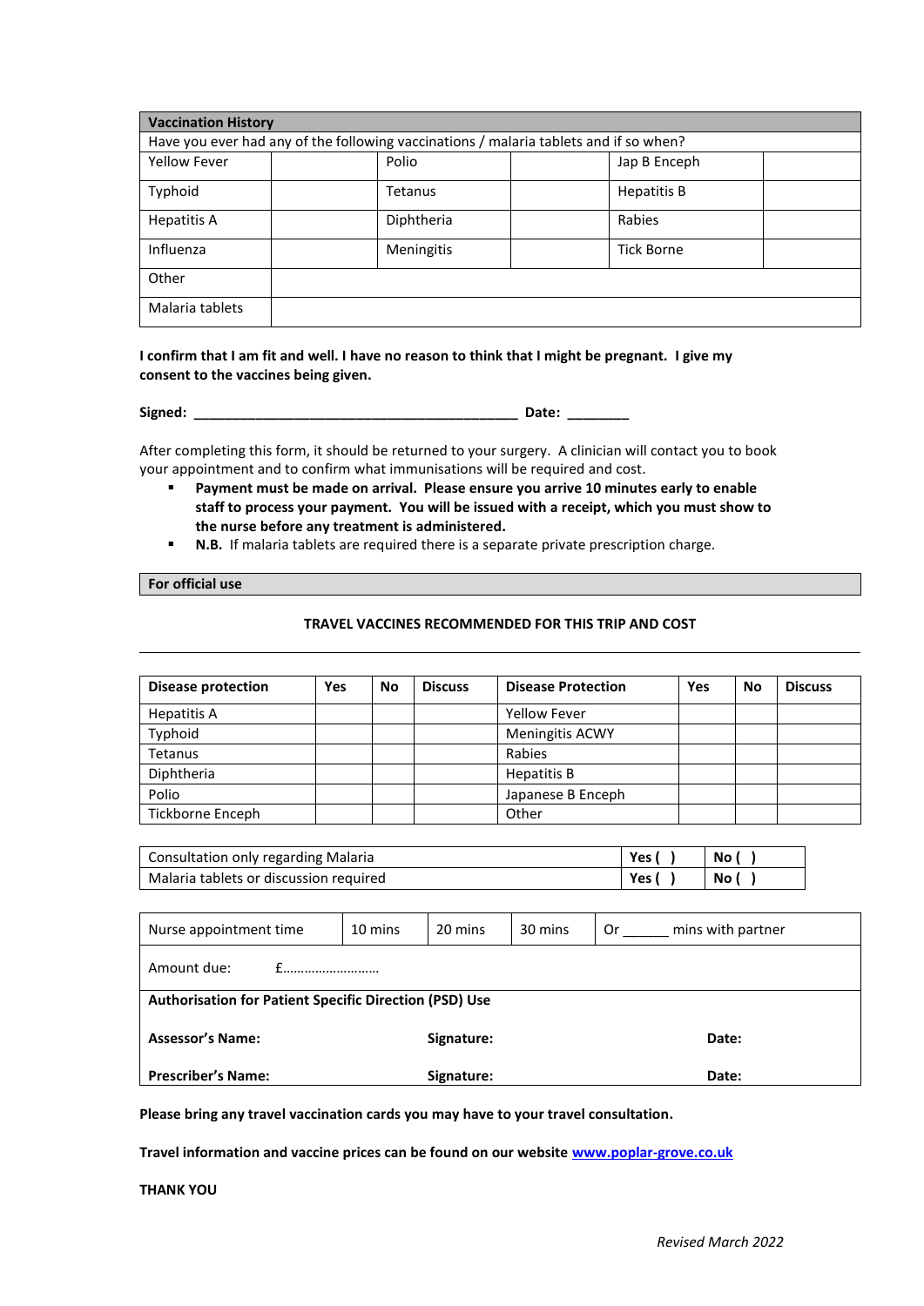| Vaccination History | | | | | |
|---|---|---|---|---|---|
| Have you ever had any of the following vaccinations / malaria tablets and if so when? | | | | | |
| Yellow Fever | | Polio | | Jap B Enceph | |
| Typhoid | | Tetanus | | Hepatitis B | |
| Hepatitis A | | Diphtheria | | Rabies | |
| Influenza | | Meningitis | | Tick Borne | |
| Other | | | | | |
| Malaria tablets | | | | | |

**I confirm that I am fit and well. I have no reason to think that I might be pregnant. I give my consent to the vaccines being given.**

**Signed: ___________________________________________ Date: ________**

After completing this form, it should be returned to your surgery. A clinician will contact you to book your appointment and to confirm what immunisations will be required and cost.

- **Payment must be made on arrival. Please ensure you arrive 10 minutes early to enable staff to process your payment. You will be issued with a receipt, which you must show to the nurse before any treatment is administered.**
- **N.B.** If malaria tablets are required there is a separate private prescription charge.

**For official use**

**TRAVEL VACCINES RECOMMENDED FOR THIS TRIP AND COST**

| Disease protection | Yes | No | Discuss | Disease Protection | Yes | No | Discuss |
|---|---|---|---|---|---|---|---|
| Hepatitis A | | | | Yellow Fever | | | |
| Typhoid | | | | Meningitis ACWY | | | |
| Tetanus | | | | Rabies | | | |
| Diphtheria | | | | Hepatitis B | | | |
| Polio | | | | Japanese B Enceph | | | |
| Tickborne Enceph | | | | Other | | | |

| | | |
|---|---|---|
| Consultation only regarding Malaria | **Yes ( )** | **No ( )** |
| Malaria tablets or discussion required | **Yes ( )** | **No ( )** |

| Nurse appointment time | 10 mins | 20 mins | 30 mins | Or ______ mins with partner |
|---|---|---|---|---|
| Amount due: £……………………… | | | | |
| **Authorisation for Patient Specific Direction (PSD) Use** | | | | |
| **Assessor's Name:** | | **Signature:** | | **Date:** |
| **Prescriber's Name:** | | **Signature:** | | **Date:** |

**Please bring any travel vaccination cards you may have to your travel consultation.**

**Travel information and vaccine prices can be found on our website [www.poplar-grove.co.uk](http://www.poplar-grove.co.uk)**

**THANK YOU**

*Revised March 2022*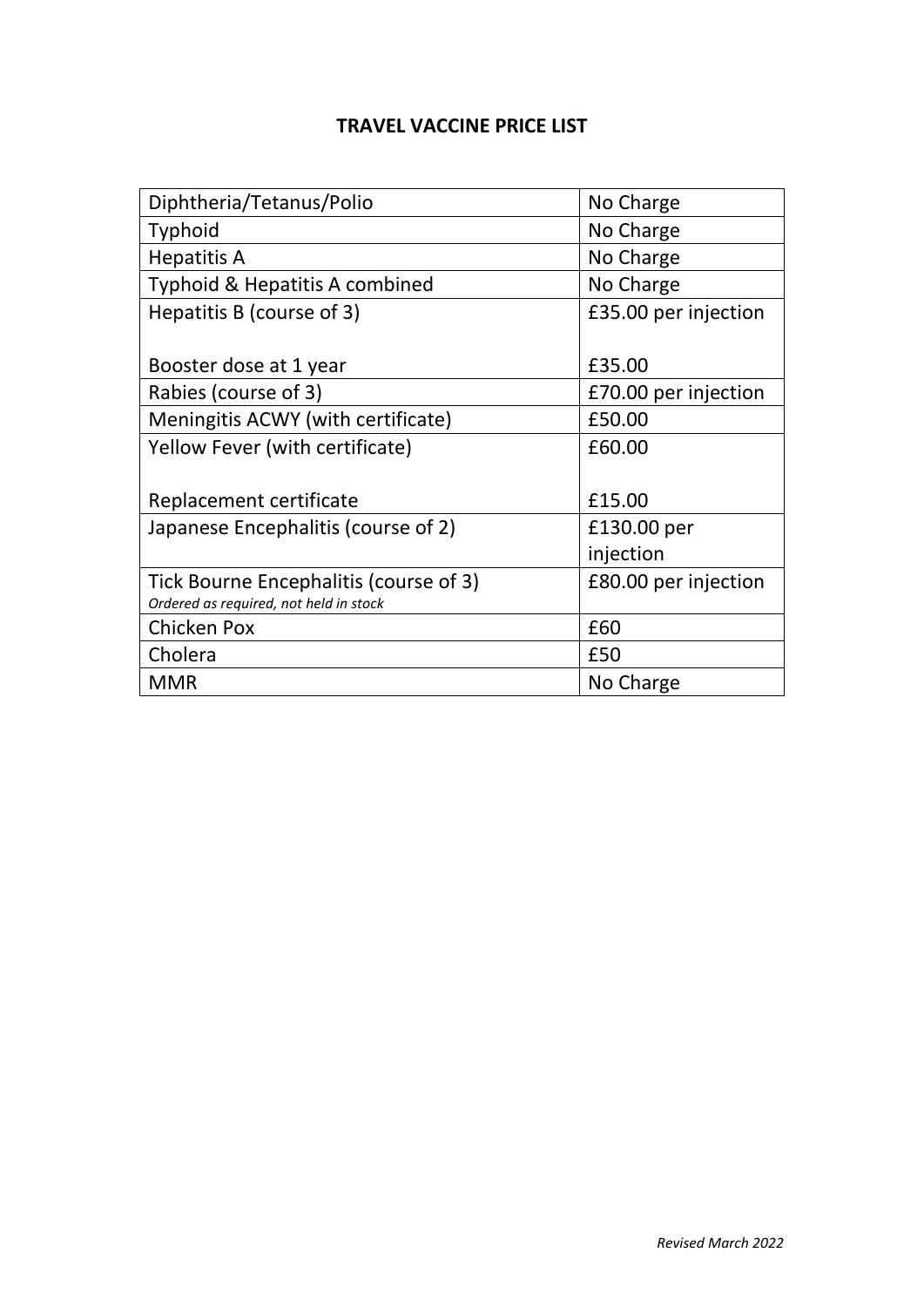# TRAVEL VACCINE PRICE LIST

| | |
|---|---|
| Diphtheria/Tetanus/Polio | No Charge |
| Typhoid | No Charge |
| Hepatitis A | No Charge |
| Typhoid & Hepatitis A combined | No Charge |
| Hepatitis B (course of 3)<br><br>Booster dose at 1 year | £35.00 per injection<br><br>£35.00 |
| Rabies (course of 3) | £70.00 per injection |
| Meningitis ACWY (with certificate) | £50.00 |
| Yellow Fever (with certificate)<br><br>Replacement certificate | £60.00<br><br>£15.00 |
| Japanese Encephalitis (course of 2) | £130.00 per injection |
| Tick Bourne Encephalitis (course of 3)<br>*Ordered as required, not held in stock* | £80.00 per injection |
| Chicken Pox | £60 |
| Cholera | £50 |
| MMR | No Charge |

*Revised March 2022*